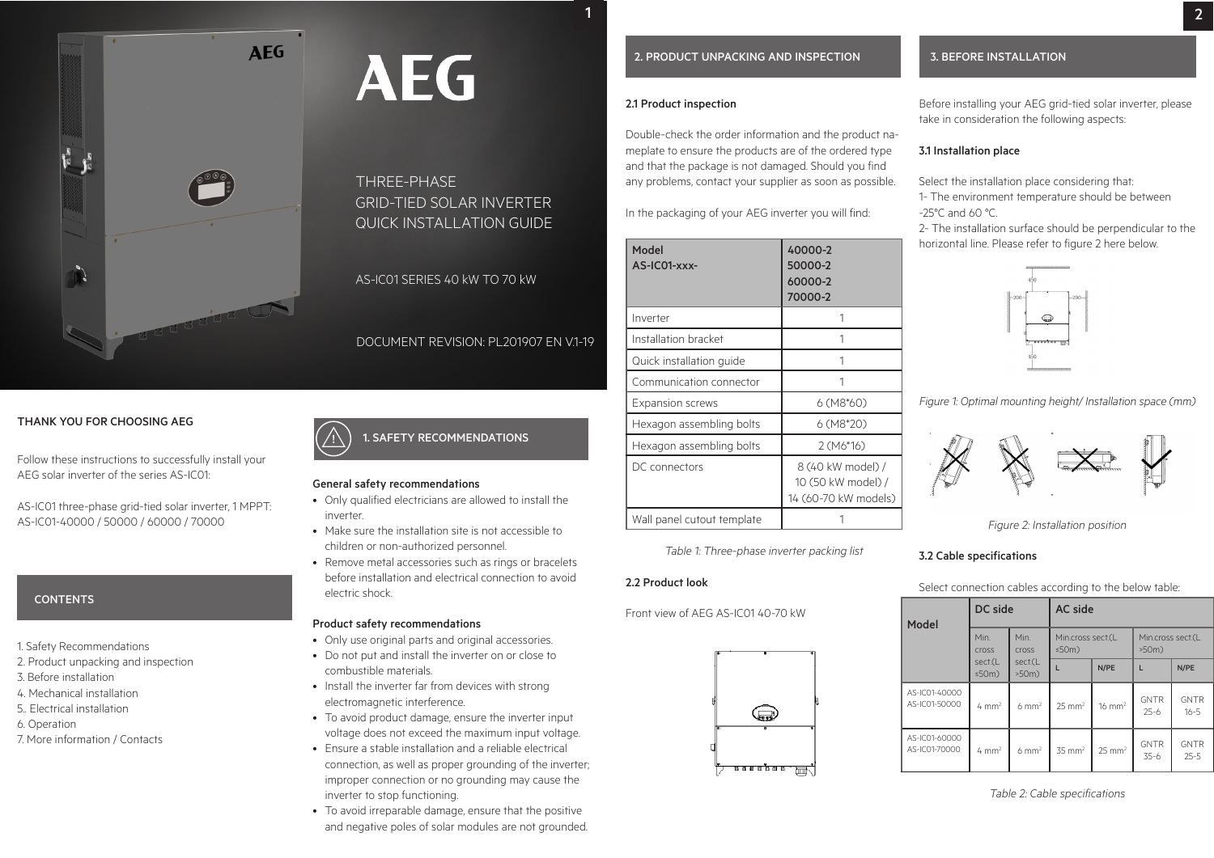# AEG

THREE-PHASE
GRID-TIED SOLAR INVERTER
QUICK INSTALLATION GUIDE

AS-IC01 SERIES 40 kW TO 70 kW

DOCUMENT REVISION: PL201907 EN V.1-19

## THANK YOU FOR CHOOSING AEG

Follow these instructions to successfully install your AEG solar inverter of the series AS-IC01:

AS-IC01 three-phase grid-tied solar inverter, 1 MPPT:
AS-IC01-40000 / 50000 / 60000 / 70000

## CONTENTS

1. Safety Recommendations
2. Product unpacking and inspection
3. Before installation
4. Mechanical installation
5.. Electrical installation
6. Operation
7. More information / Contacts

## 1. SAFETY RECOMMENDATIONS

**General safety recommendations**

- Only qualified electricians are allowed to install the inverter.
- Make sure the installation site is not accessible to children or non-authorized personnel.
- Remove metal accessories such as rings or bracelets before installation and electrical connection to avoid electric shock.

**Product safety recommendations**

- Only use original parts and original accessories.
- Do not put and install the inverter on or close to combustible materials.
- Install the inverter far from devices with strong electromagnetic interference.
- To avoid product damage, ensure the inverter input voltage does not exceed the maximum input voltage.
- Ensure a stable installation and a reliable electrical connection, as well as proper grounding of the inverter; improper connection or no grounding may cause the inverter to stop functioning.
- To avoid irreparable damage, ensure that the positive and negative poles of solar modules are not grounded.

## 2. PRODUCT UNPACKING AND INSPECTION

### 2.1 Product inspection

Double-check the order information and the product nameplate to ensure the products are of the ordered type and that the package is not damaged. Should you find any problems, contact your supplier as soon as possible.

In the packaging of your AEG inverter you will find:

| Model AS-IC01-xxx- | 40000-2 50000-2 60000-2 70000-2 |
|---|---|
| Inverter | 1 |
| Installation bracket | 1 |
| Quick installation guide | 1 |
| Communication connector | 1 |
| Expansion screws | 6 (M8*60) |
| Hexagon assembling bolts | 6 (M8*20) |
| Hexagon assembling bolts | 2 (M6*16) |
| DC connectors | 8 (40 kW model) / 10 (50 kW model) / 14 (60-70 kW models) |
| Wall panel cutout template | 1 |

*Table 1: Three-phase inverter packing list*

### 2.2 Product look

Front view of AEG AS-IC01 40-70 kW

## 3. BEFORE INSTALLATION

Before installing your AEG grid-tied solar inverter, please take in consideration the following aspects:

### 3.1 Installation place

Select the installation place considering that:
1- The environment temperature should be between -25°C and 60 °C.
2- The installation surface should be perpendicular to the horizontal line. Please refer to figure 2 here below.

*Figure 1: Optimal mounting height/ Installation space (mm)*

*Figure 2: Installation position*

### 3.2 Cable specifications

Select connection cables according to the below table:

| Model | DC side | | AC side | | | |
|---|---|---|---|---|---|---|
| | Min. cross sect.(L ≤50m) | Min. cross sect.(L >50m) | Min.cross sect.(L ≤50m) | | Min.cross sect.(L >50m) | |
| | | | L | N/PE | L | N/PE |
| AS-IC01-40000 AS-IC01-50000 | 4 mm² | 6 mm² | 25 mm² | 16 mm² | GNTR 25-6 | GNTR 16-5 |
| AS-IC01-60000 AS-IC01-70000 | 4 mm² | 6 mm² | 35 mm² | 25 mm² | GNTR 35-6 | GNTR 25-5 |

*Table 2: Cable specifications*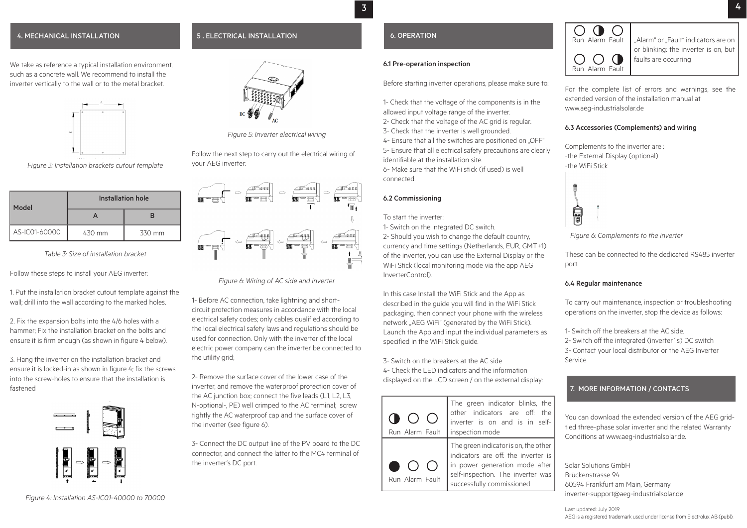## 4. MECHANICAL INSTALLATION

We take as reference a typical installation environment, such as a concrete wall. We recommend to install the inverter vertically to the wall or to the metal bracket.

*Figure 3: Installation brackets cutout template*

| Model | Installation hole | |
|---|---|---|
| | A | B |
| AS-IC01-60000 | 430 mm | 330 mm |

*Table 3: Size of installation bracket*

Follow these steps to install your AEG inverter:

1. Put the installation bracket cutout template against the wall; drill into the wall according to the marked holes.

2. Fix the expansion bolts into the 4/6 holes with a hammer; Fix the installation bracket on the bolts and ensure it is firm enough (as shown in figure 4 below).

3. Hang the inverter on the installation bracket and ensure it is locked-in as shown in figure 4; fix the screws into the screw-holes to ensure that the installation is fastened

*Figure 4: Installation AS-IC01-40000 to 70000*

## 5 . ELECTRICAL INSTALLATION

*Figure 5: Inverter electrical wiring*

Follow the next step to carry out the electrical wiring of your AEG inverter:

*Figure 6: Wiring of AC side and inverter*

1- Before AC connection, take lightning and short-circuit protection measures in accordance with the local electrical safety codes; only cables qualified according to the local electrical safety laws and regulations should be used for connection. Only with the inverter of the local electric power company can the inverter be connected to the utility grid;

2- Remove the surface cover of the lower case of the inverter, and remove the waterproof protection cover of the AC junction box; connect the five leads (L1, L2, L3, N-optional-, PE) well crimped to the AC terminal; screw tightly the AC waterproof cap and the surface cover of the inverter (see figure 6).

3- Connect the DC output line of the PV board to the DC connector, and connect the latter to the MC4 terminal of the inverter's DC port.

## 6. OPERATION

### 6.1 Pre-operation inspection

Before starting inverter operations, please make sure to:

1- Check that the voltage of the components is in the allowed input voltage range of the inverter.
2- Check that the voltage of the AC grid is regular.
3- Check that the inverter is well grounded.
4- Ensure that all the switches are positioned on „OFF“
5- Ensure that all electrical safety precautions are clearly identifiable at the installation site.
6- Make sure that the WiFi stick (if used) is well connected.

### 6.2 Commissioning

To start the inverter:
1- Switch on the integrated DC switch.
2- Should you wish to change the default country, currency and time settings (Netherlands, EUR, GMT+1) of the inverter, you can use the External Display or the WiFi Stick (local monitoring mode via the app AEG InverterControl).

In this case Install the WiFi Stick and the App as described in the guide you will find in the WiFi Stick packaging, then connect your phone with the wireless network „AEG WiFi“ (generated by the WiFi Stick). Launch the App and input the individual parameters as specified in the WiFi Stick guide.

3- Switch on the breakers at the AC side
4- Check the LED indicators and the information displayed on the LCD screen / on the external display:

| | |
|---|---|
| Run Alarm Fault | The green indicator blinks, the other indicators are off: the inverter is on and is in self-inspection mode |
| Run Alarm Fault | The green indicator is on, the other indicators are off: the inverter is in power generation mode after self-inspection. The inverter was successfully commissioned |
| Run Alarm Fault<br>Run Alarm Fault | „Alarm“ or „Fault“ indicators are on or blinking: the inverter is on, but faults are occurring |

For the complete list of errors and warnings, see the extended version of the installation manual at www.aeg-industrialsolar.de

### 6.3 Accessories (Complements) and wiring

Complements to the inverter are :
-the External Display (optional)
-the WiFi Stick

*Figure 6: Complements to the inverter*

These can be connected to the dedicated RS485 inverter port.

### 6.4 Regular maintenance

To carry out maintenance, inspection or troubleshooting operations on the inverter, stop the device as follows:

1- Switch off the breakers at the AC side.
2- Switch off the integrated (inverter´s) DC switch
3- Contact your local distributor or the AEG Inverter Service.

## 7. MORE INFORMATION / CONTACTS

You can download the extended version of the AEG grid-tied three-phase solar inverter and the related Warranty Conditions at www.aeg-industrialsolar.de.

Solar Solutions GmbH
Brückenstrasse 94
60594 Frankfurt am Main, Germany
inverter-support@aeg-industrialsolar.de

Last updated: July 2019
AEG is a registered trademark used under license from Electrolux AB (publ).